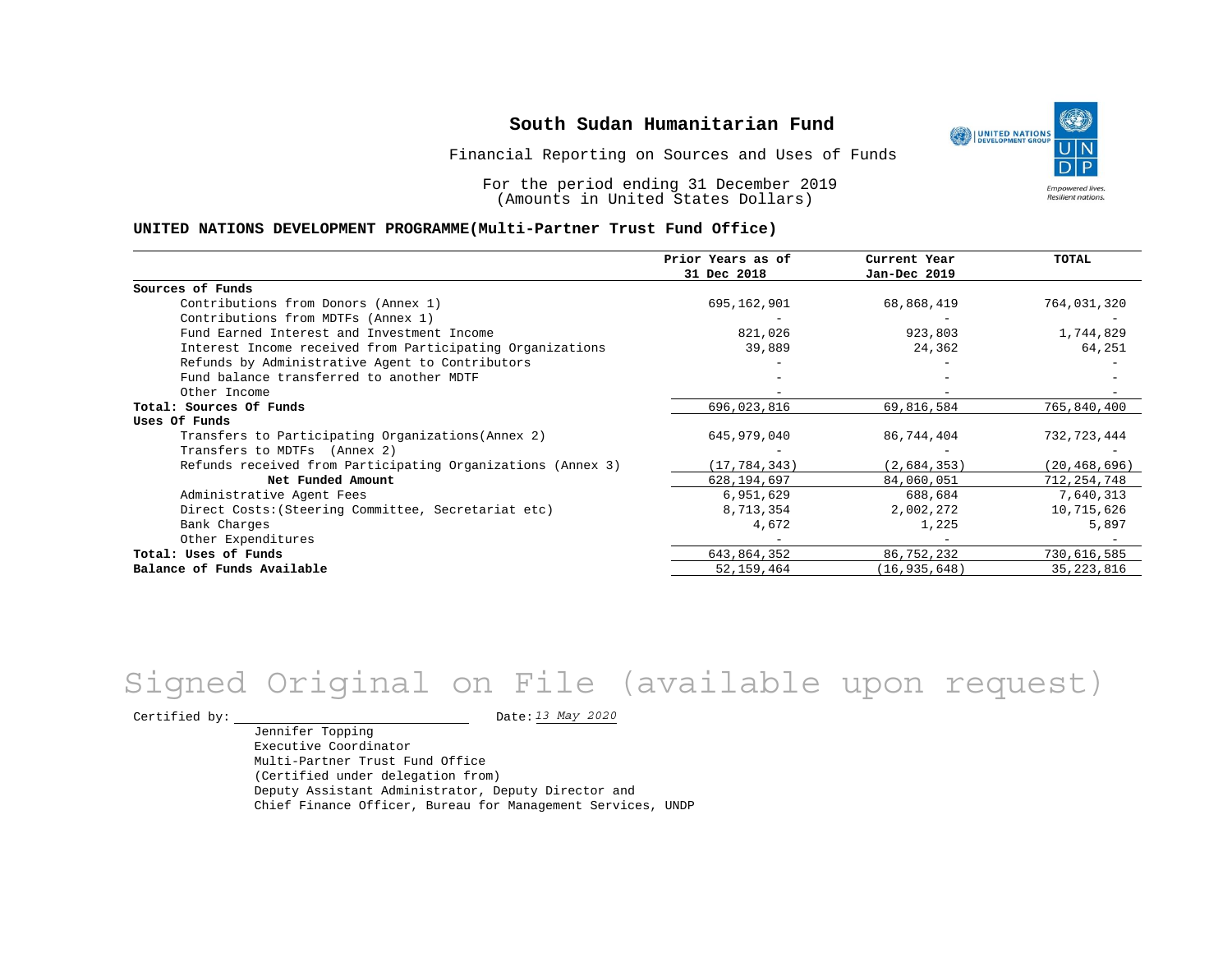# South Sudan Humanitarian Fund

Financial Reporting on Sources and Uses of Funds

For the period ending 31 December 2019
(Amounts in United States Dollars)

**UNITED NATIONS DEVELOPMENT PROGRAMME(Multi-Partner Trust Fund Office)**

| | Prior Years as of 31 Dec 2018 | Current Year Jan-Dec 2019 | TOTAL |
|---|---|---|---|
| **Sources of Funds** | | | |
| Contributions from Donors (Annex 1) | 695,162,901 | 68,868,419 | 764,031,320 |
| Contributions from MDTFs (Annex 1) | - | - | - |
| Fund Earned Interest and Investment Income | 821,026 | 923,803 | 1,744,829 |
| Interest Income received from Participating Organizations | 39,889 | 24,362 | 64,251 |
| Refunds by Administrative Agent to Contributors | - | - | - |
| Fund balance transferred to another MDTF | - | - | - |
| Other Income | - | - | - |
| **Total: Sources Of Funds** | 696,023,816 | 69,816,584 | 765,840,400 |
| **Uses Of Funds** | | | |
| Transfers to Participating Organizations(Annex 2) | 645,979,040 | 86,744,404 | 732,723,444 |
| Transfers to MDTFs (Annex 2) | - | - | - |
| Refunds received from Participating Organizations (Annex 3) | (17,784,343) | (2,684,353) | (20,468,696) |
| **Net Funded Amount** | 628,194,697 | 84,060,051 | 712,254,748 |
| Administrative Agent Fees | 6,951,629 | 688,684 | 7,640,313 |
| Direct Costs:(Steering Committee, Secretariat etc) | 8,713,354 | 2,002,272 | 10,715,626 |
| Bank Charges | 4,672 | 1,225 | 5,897 |
| Other Expenditures | - | - | - |
| **Total: Uses of Funds** | 643,864,352 | 86,752,232 | 730,616,585 |
| **Balance of Funds Available** | 52,159,464 | (16,935,648) | 35,223,816 |

Signed Original on File (available upon request)

Certified by: ______________________ Date: *13 May 2020*

Jennifer Topping
Executive Coordinator
Multi-Partner Trust Fund Office
(Certified under delegation from)
Deputy Assistant Administrator, Deputy Director and
Chief Finance Officer, Bureau for Management Services, UNDP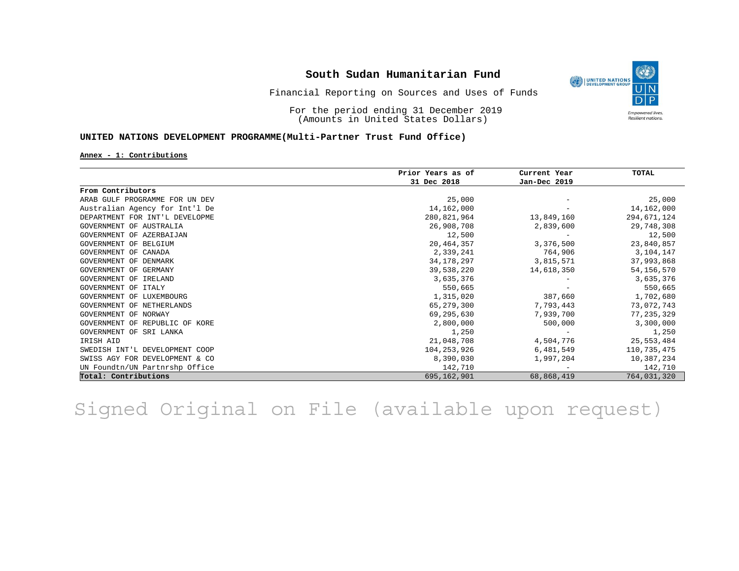# South Sudan Humanitarian Fund

Financial Reporting on Sources and Uses of Funds

For the period ending 31 December 2019
(Amounts in United States Dollars)

**UNITED NATIONS DEVELOPMENT PROGRAMME(Multi-Partner Trust Fund Office)**

**Annex - 1: Contributions**

| | Prior Years as of 31 Dec 2018 | Current Year Jan-Dec 2019 | TOTAL |
|---|---|---|---|
| **From Contributors** | | | |
| ARAB GULF PROGRAMME FOR UN DEV | 25,000 | - | 25,000 |
| Australian Agency for Int'l De | 14,162,000 | - | 14,162,000 |
| DEPARTMENT FOR INT'L DEVELOPME | 280,821,964 | 13,849,160 | 294,671,124 |
| GOVERNMENT OF AUSTRALIA | 26,908,708 | 2,839,600 | 29,748,308 |
| GOVERNMENT OF AZERBAIJAN | 12,500 | - | 12,500 |
| GOVERNMENT OF BELGIUM | 20,464,357 | 3,376,500 | 23,840,857 |
| GOVERNMENT OF CANADA | 2,339,241 | 764,906 | 3,104,147 |
| GOVERNMENT OF DENMARK | 34,178,297 | 3,815,571 | 37,993,868 |
| GOVERNMENT OF GERMANY | 39,538,220 | 14,618,350 | 54,156,570 |
| GOVERNMENT OF IRELAND | 3,635,376 | - | 3,635,376 |
| GOVERNMENT OF ITALY | 550,665 | - | 550,665 |
| GOVERNMENT OF LUXEMBOURG | 1,315,020 | 387,660 | 1,702,680 |
| GOVERNMENT OF NETHERLANDS | 65,279,300 | 7,793,443 | 73,072,743 |
| GOVERNMENT OF NORWAY | 69,295,630 | 7,939,700 | 77,235,329 |
| GOVERNMENT OF REPUBLIC OF KORE | 2,800,000 | 500,000 | 3,300,000 |
| GOVERNMENT OF SRI LANKA | 1,250 | - | 1,250 |
| IRISH AID | 21,048,708 | 4,504,776 | 25,553,484 |
| SWEDISH INT'L DEVELOPMENT COOP | 104,253,926 | 6,481,549 | 110,735,475 |
| SWISS AGY FOR DEVELOPMENT & CO | 8,390,030 | 1,997,204 | 10,387,234 |
| UN Foundtn/UN Partnrshp Office | 142,710 | - | 142,710 |
| **Total: Contributions** | 695,162,901 | 68,868,419 | 764,031,320 |

Signed Original on File (available upon request)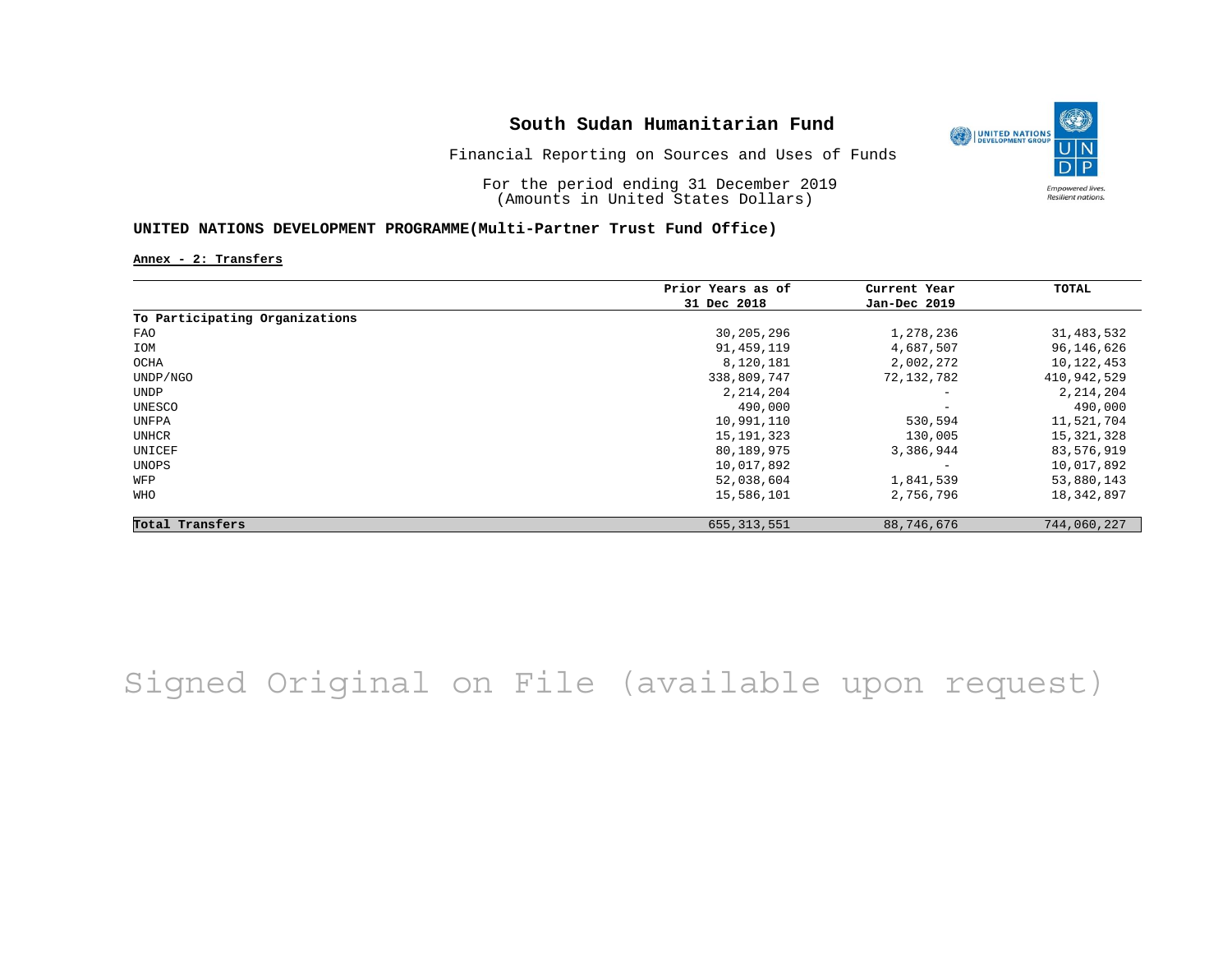# South Sudan Humanitarian Fund

Financial Reporting on Sources and Uses of Funds

For the period ending 31 December 2019
(Amounts in United States Dollars)

## UNITED NATIONS DEVELOPMENT PROGRAMME(Multi-Partner Trust Fund Office)

**Annex - 2: Transfers**

| | Prior Years as of 31 Dec 2018 | Current Year Jan-Dec 2019 | TOTAL |
|---|---|---|---|
| **To Participating Organizations** | | | |
| FAO | 30,205,296 | 1,278,236 | 31,483,532 |
| IOM | 91,459,119 | 4,687,507 | 96,146,626 |
| OCHA | 8,120,181 | 2,002,272 | 10,122,453 |
| UNDP/NGO | 338,809,747 | 72,132,782 | 410,942,529 |
| UNDP | 2,214,204 | - | 2,214,204 |
| UNESCO | 490,000 | - | 490,000 |
| UNFPA | 10,991,110 | 530,594 | 11,521,704 |
| UNHCR | 15,191,323 | 130,005 | 15,321,328 |
| UNICEF | 80,189,975 | 3,386,944 | 83,576,919 |
| UNOPS | 10,017,892 | - | 10,017,892 |
| WFP | 52,038,604 | 1,841,539 | 53,880,143 |
| WHO | 15,586,101 | 2,756,796 | 18,342,897 |
| **Total Transfers** | 655,313,551 | 88,746,676 | 744,060,227 |

Signed Original on File (available upon request)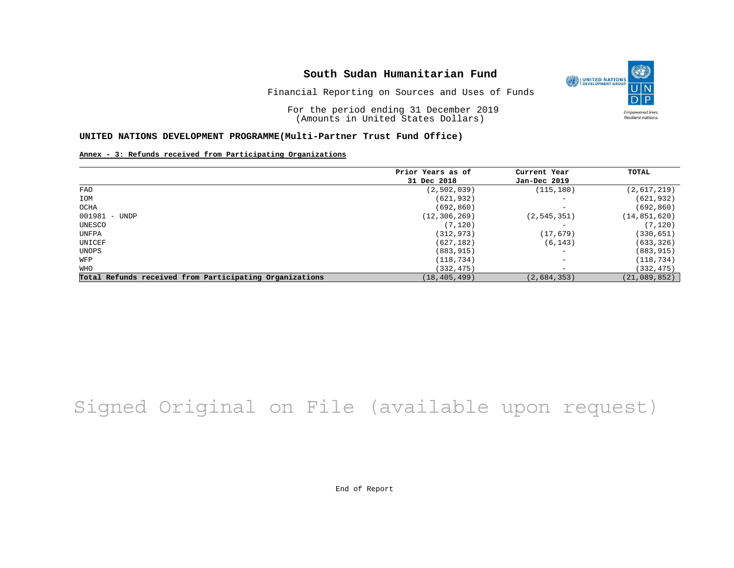# South Sudan Humanitarian Fund

Financial Reporting on Sources and Uses of Funds

For the period ending 31 December 2019
(Amounts in United States Dollars)

## UNITED NATIONS DEVELOPMENT PROGRAMME(Multi-Partner Trust Fund Office)

**Annex - 3: Refunds received from Participating Organizations**

| | Prior Years as of 31 Dec 2018 | Current Year Jan-Dec 2019 | TOTAL |
|---|---|---|---|
| FAO | (2,502,039) | (115,180) | (2,617,219) |
| IOM | (621,932) | - | (621,932) |
| OCHA | (692,860) | - | (692,860) |
| 001981 - UNDP | (12,306,269) | (2,545,351) | (14,851,620) |
| UNESCO | (7,120) | - | (7,120) |
| UNFPA | (312,973) | (17,679) | (330,651) |
| UNICEF | (627,182) | (6,143) | (633,326) |
| UNOPS | (883,915) | - | (883,915) |
| WFP | (118,734) | - | (118,734) |
| WHO | (332,475) | - | (332,475) |
| **Total Refunds received from Participating Organizations** | (18,405,499) | (2,684,353) | (21,089,852) |

Signed Original on File (available upon request)

End of Report